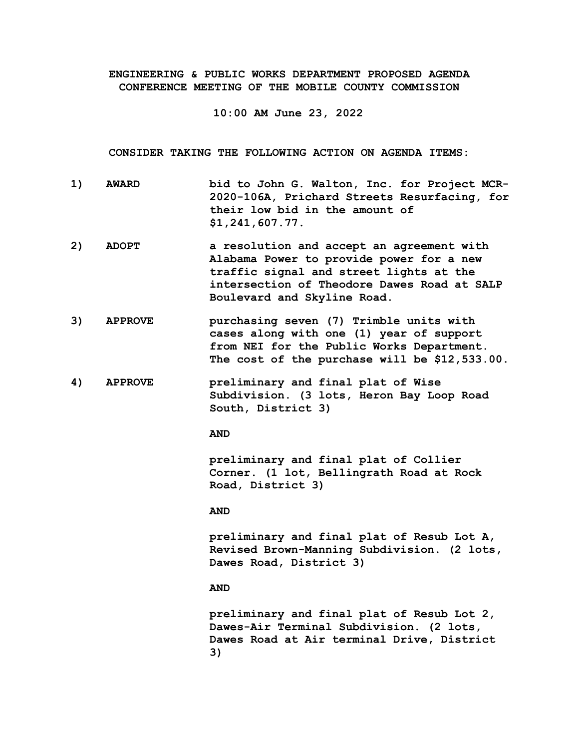**ENGINEERING & PUBLIC WORKS DEPARTMENT PROPOSED AGENDA**
**CONFERENCE MEETING OF THE MOBILE COUNTY COMMISSION**

**10:00 AM June 23, 2022**

**CONSIDER TAKING THE FOLLOWING ACTION ON AGENDA ITEMS:**

**1) AWARD** bid to John G. Walton, Inc. for Project MCR-2020-106A, Prichard Streets Resurfacing, for their low bid in the amount of $1,241,607.77.

**2) ADOPT** a resolution and accept an agreement with Alabama Power to provide power for a new traffic signal and street lights at the intersection of Theodore Dawes Road at SALP Boulevard and Skyline Road.

**3) APPROVE** purchasing seven (7) Trimble units with cases along with one (1) year of support from NEI for the Public Works Department. The cost of the purchase will be $12,533.00.

**4) APPROVE** preliminary and final plat of Wise Subdivision. (3 lots, Heron Bay Loop Road South, District 3)

**AND**

preliminary and final plat of Collier Corner. (1 lot, Bellingrath Road at Rock Road, District 3)

**AND**

preliminary and final plat of Resub Lot A, Revised Brown-Manning Subdivision. (2 lots, Dawes Road, District 3)

**AND**

preliminary and final plat of Resub Lot 2, Dawes-Air Terminal Subdivision. (2 lots, Dawes Road at Air terminal Drive, District 3)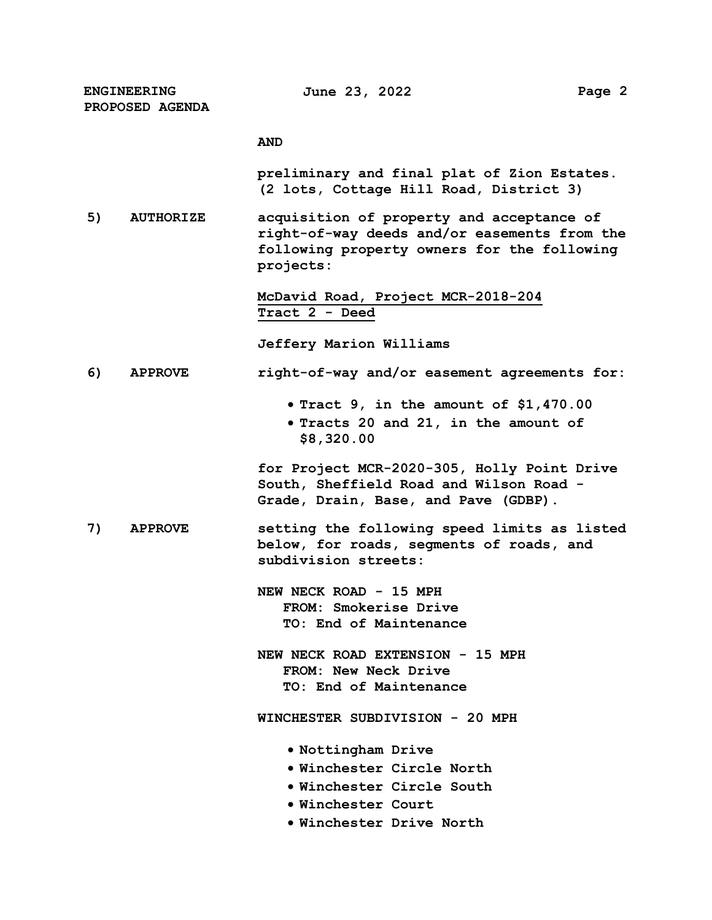**AND**

**preliminary and final plat of Zion Estates. (2 lots, Cottage Hill Road, District 3)**

**5) AUTHORIZE** acquisition of property and acceptance of right-of-way deeds and/or easements from the following property owners for the following projects:

**McDavid Road, Project MCR-2018-204**
**Tract 2 - Deed**

**Jeffery Marion Williams**

**6) APPROVE** right-of-way and/or easement agreements for:

- **Tract 9, in the amount of $1,470.00**
- **Tracts 20 and 21, in the amount of $8,320.00**

**for Project MCR-2020-305, Holly Point Drive South, Sheffield Road and Wilson Road - Grade, Drain, Base, and Pave (GDBP).**

**7) APPROVE** setting the following speed limits as listed below, for roads, segments of roads, and subdivision streets:

**NEW NECK ROAD - 15 MPH**
**FROM: Smokerise Drive**
**TO: End of Maintenance**

**NEW NECK ROAD EXTENSION - 15 MPH**
**FROM: New Neck Drive**
**TO: End of Maintenance**

**WINCHESTER SUBDIVISION - 20 MPH**

- **Nottingham Drive**
- **Winchester Circle North**
- **Winchester Circle South**
- **Winchester Court**
- **Winchester Drive North**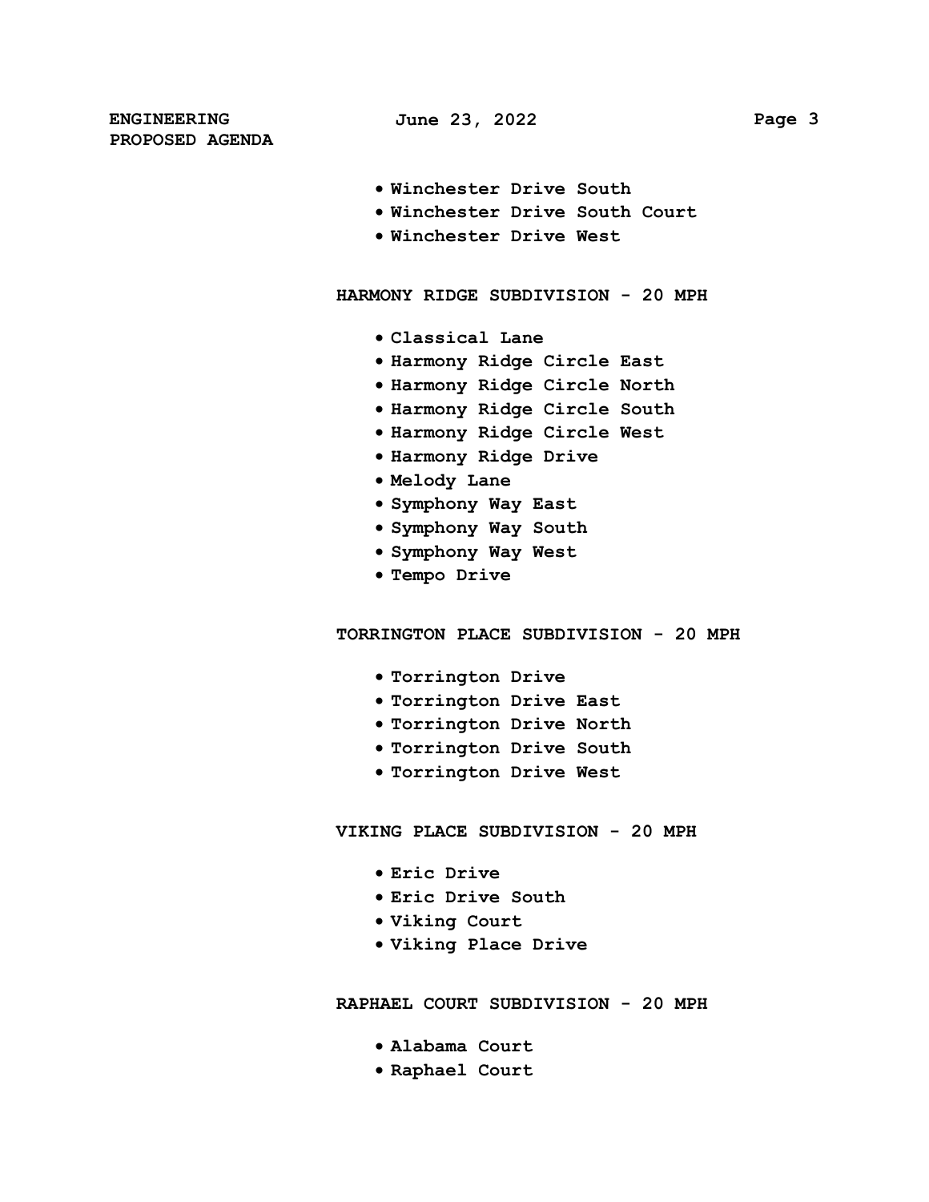- Winchester Drive South
- Winchester Drive South Court
- Winchester Drive West

**HARMONY RIDGE SUBDIVISION - 20 MPH**

- Classical Lane
- Harmony Ridge Circle East
- Harmony Ridge Circle North
- Harmony Ridge Circle South
- Harmony Ridge Circle West
- Harmony Ridge Drive
- Melody Lane
- Symphony Way East
- Symphony Way South
- Symphony Way West
- Tempo Drive

**TORRINGTON PLACE SUBDIVISION - 20 MPH**

- Torrington Drive
- Torrington Drive East
- Torrington Drive North
- Torrington Drive South
- Torrington Drive West

**VIKING PLACE SUBDIVISION - 20 MPH**

- Eric Drive
- Eric Drive South
- Viking Court
- Viking Place Drive

**RAPHAEL COURT SUBDIVISION - 20 MPH**

- Alabama Court
- Raphael Court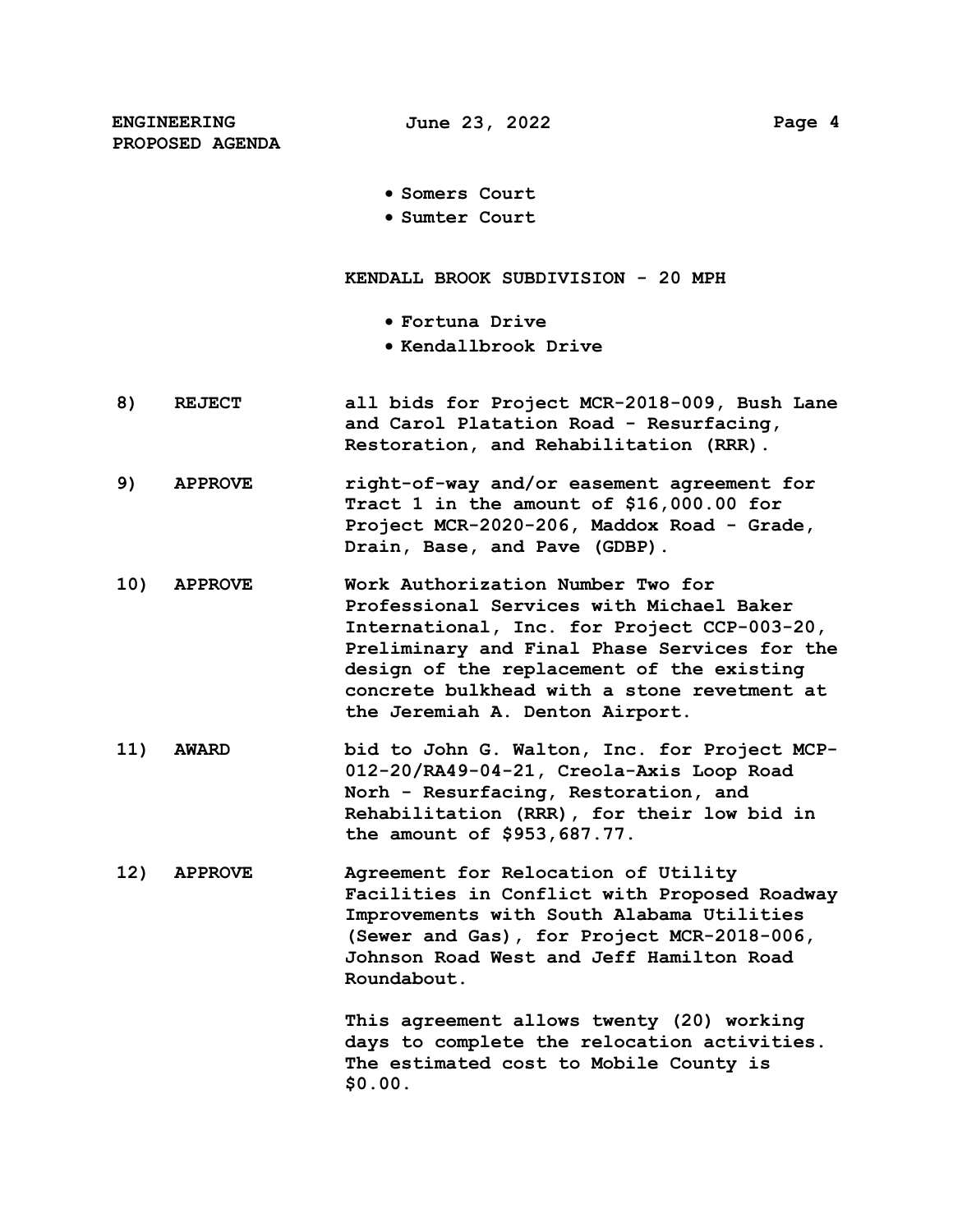- Somers Court
- Sumter Court

**KENDALL BROOK SUBDIVISION - 20 MPH**

- Fortuna Drive
- Kendallbrook Drive

**8) REJECT** all bids for Project MCR-2018-009, Bush Lane and Carol Platation Road - Resurfacing, Restoration, and Rehabilitation (RRR).

**9) APPROVE** right-of-way and/or easement agreement for Tract 1 in the amount of $16,000.00 for Project MCR-2020-206, Maddox Road - Grade, Drain, Base, and Pave (GDBP).

**10) APPROVE** Work Authorization Number Two for Professional Services with Michael Baker International, Inc. for Project CCP-003-20, Preliminary and Final Phase Services for the design of the replacement of the existing concrete bulkhead with a stone revetment at the Jeremiah A. Denton Airport.

**11) AWARD** bid to John G. Walton, Inc. for Project MCP-012-20/RA49-04-21, Creola-Axis Loop Road Norh - Resurfacing, Restoration, and Rehabilitation (RRR), for their low bid in the amount of $953,687.77.

**12) APPROVE** Agreement for Relocation of Utility Facilities in Conflict with Proposed Roadway Improvements with South Alabama Utilities (Sewer and Gas), for Project MCR-2018-006, Johnson Road West and Jeff Hamilton Road Roundabout.

This agreement allows twenty (20) working days to complete the relocation activities. The estimated cost to Mobile County is $0.00.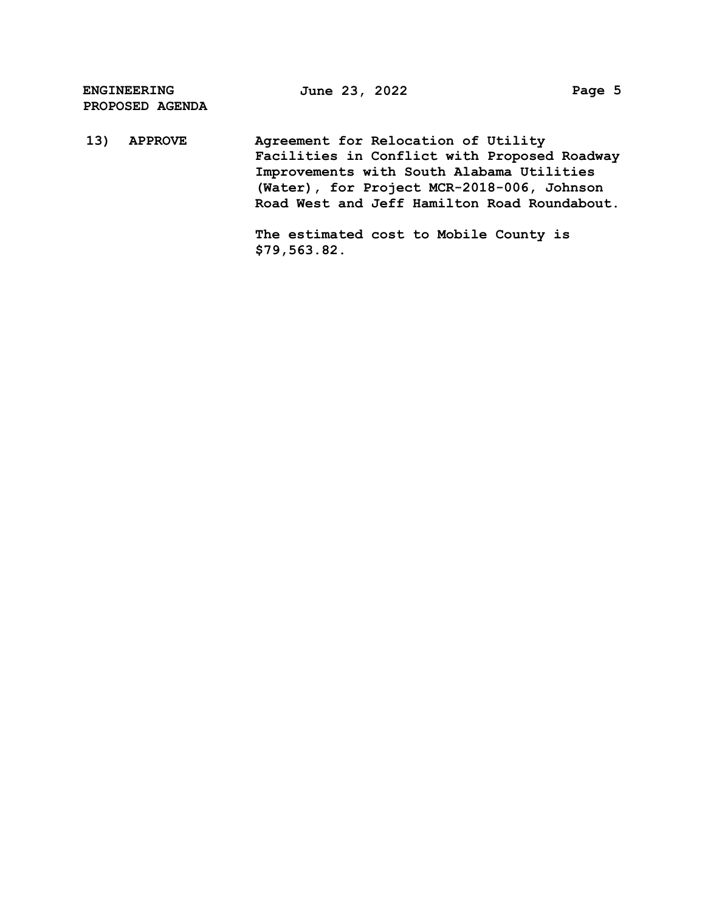**13) APPROVE**

**Agreement for Relocation of Utility Facilities in Conflict with Proposed Roadway Improvements with South Alabama Utilities (Water), for Project MCR-2018-006, Johnson Road West and Jeff Hamilton Road Roundabout.**

**The estimated cost to Mobile County is $79,563.82.**